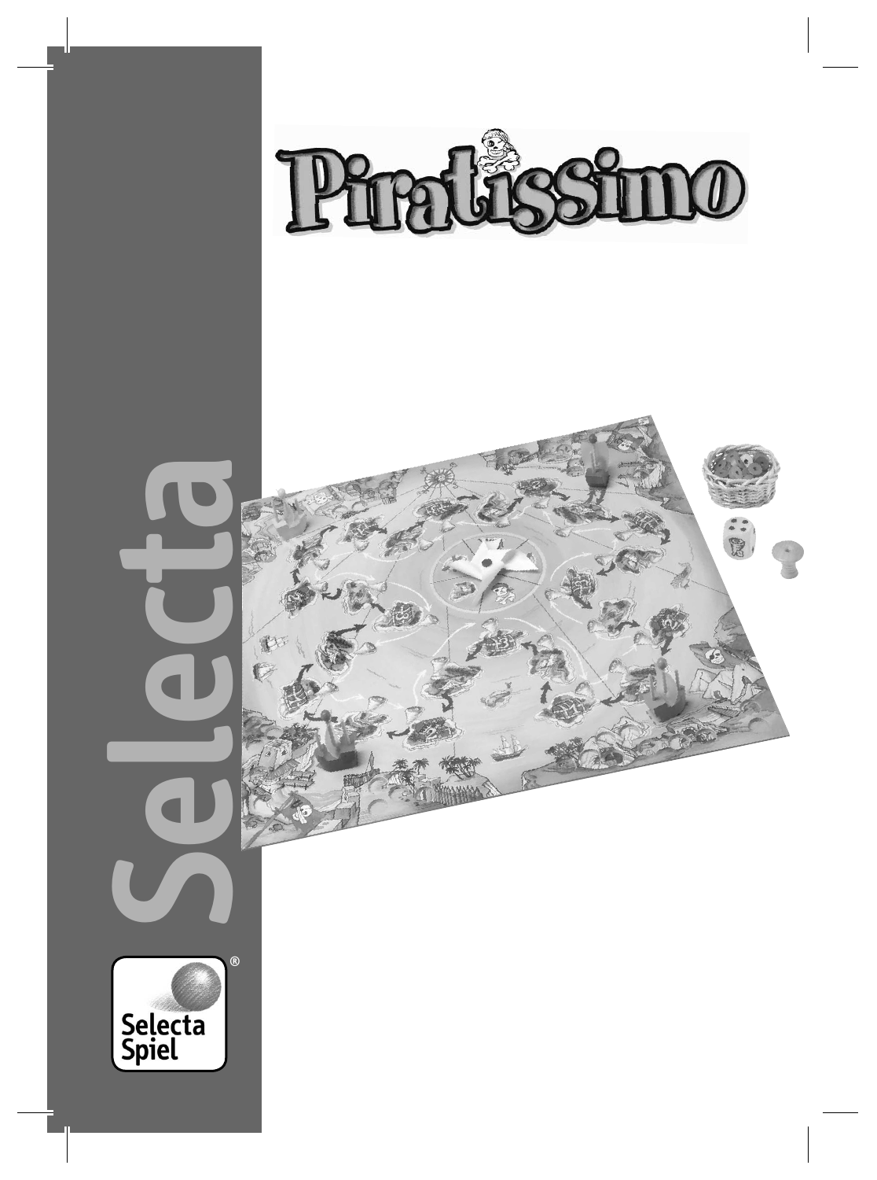# Piratissimo

Selecta

Selecta Spiel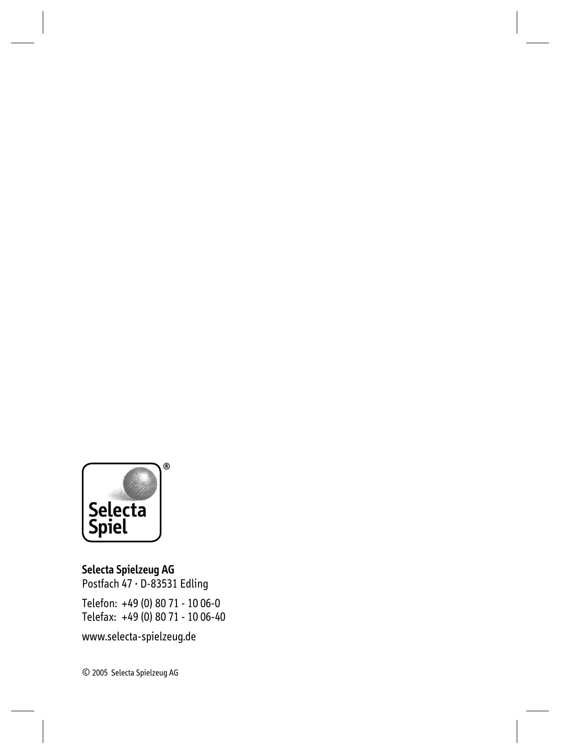Selecta Spiel®

**Selecta Spielzeug AG**
Postfach 47 · D-83531 Edling

Telefon: +49 (0) 80 71 - 10 06-0
Telefax: +49 (0) 80 71 - 10 06-40

www.selecta-spielzeug.de

© 2005 Selecta Spielzeug AG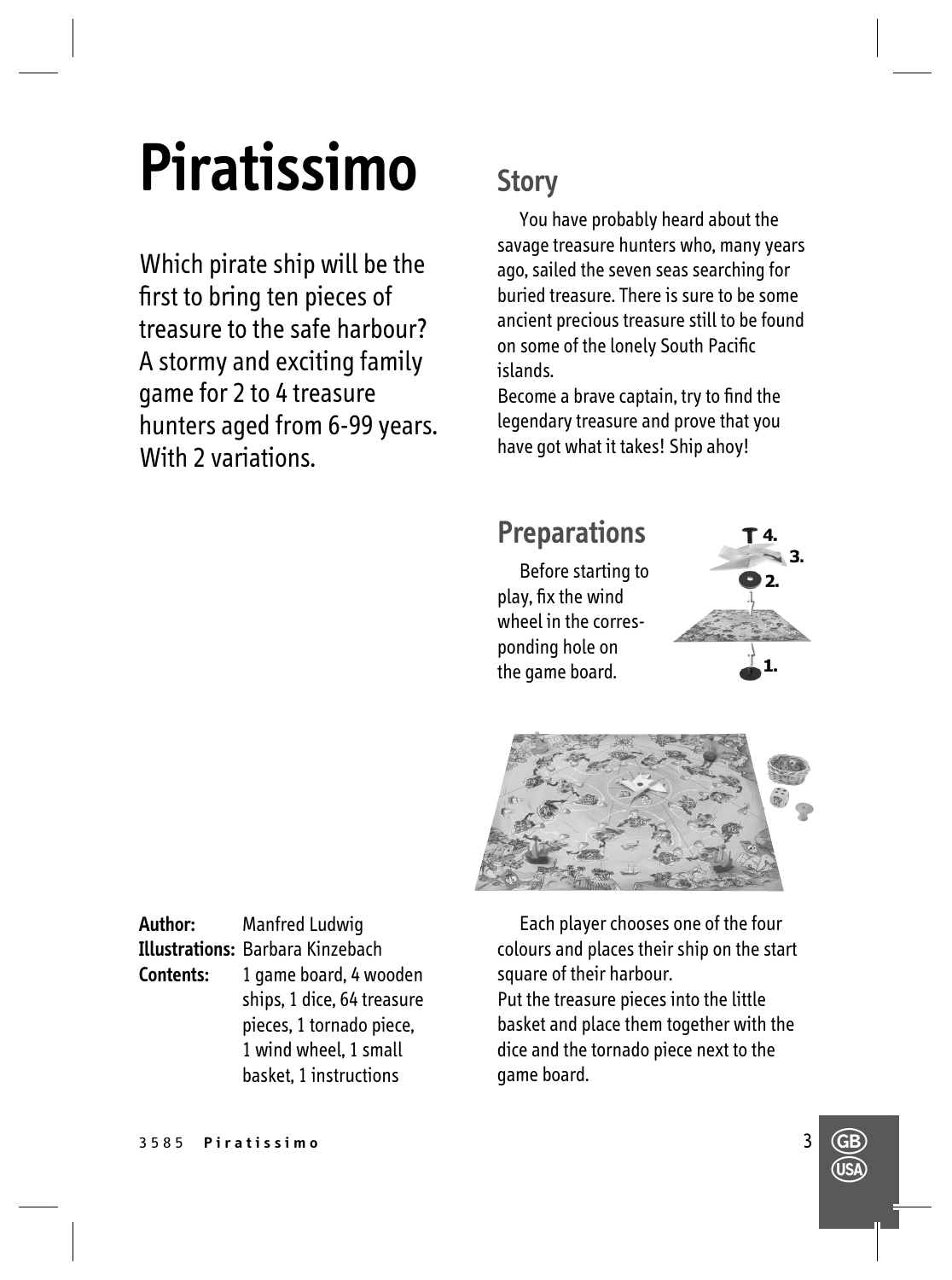# Piratissimo

Which pirate ship will be the first to bring ten pieces of treasure to the safe harbour? A stormy and exciting family game for 2 to 4 treasure hunters aged from 6-99 years. With 2 variations.

**Author:** Manfred Ludwig
**Illustrations:** Barbara Kinzebach
**Contents:** 1 game board, 4 wooden ships, 1 dice, 64 treasure pieces, 1 tornado piece, 1 wind wheel, 1 small basket, 1 instructions

## Story

You have probably heard about the savage treasure hunters who, many years ago, sailed the seven seas searching for buried treasure. There is sure to be some ancient precious treasure still to be found on some of the lonely South Pacific islands.
Become a brave captain, try to find the legendary treasure and prove that you have got what it takes! Ship ahoy!

## Preparations

Before starting to play, fix the wind wheel in the corresponding hole on the game board.

Each player chooses one of the four colours and places their ship on the start square of their harbour.
Put the treasure pieces into the little basket and place them together with the dice and the tornado piece next to the game board.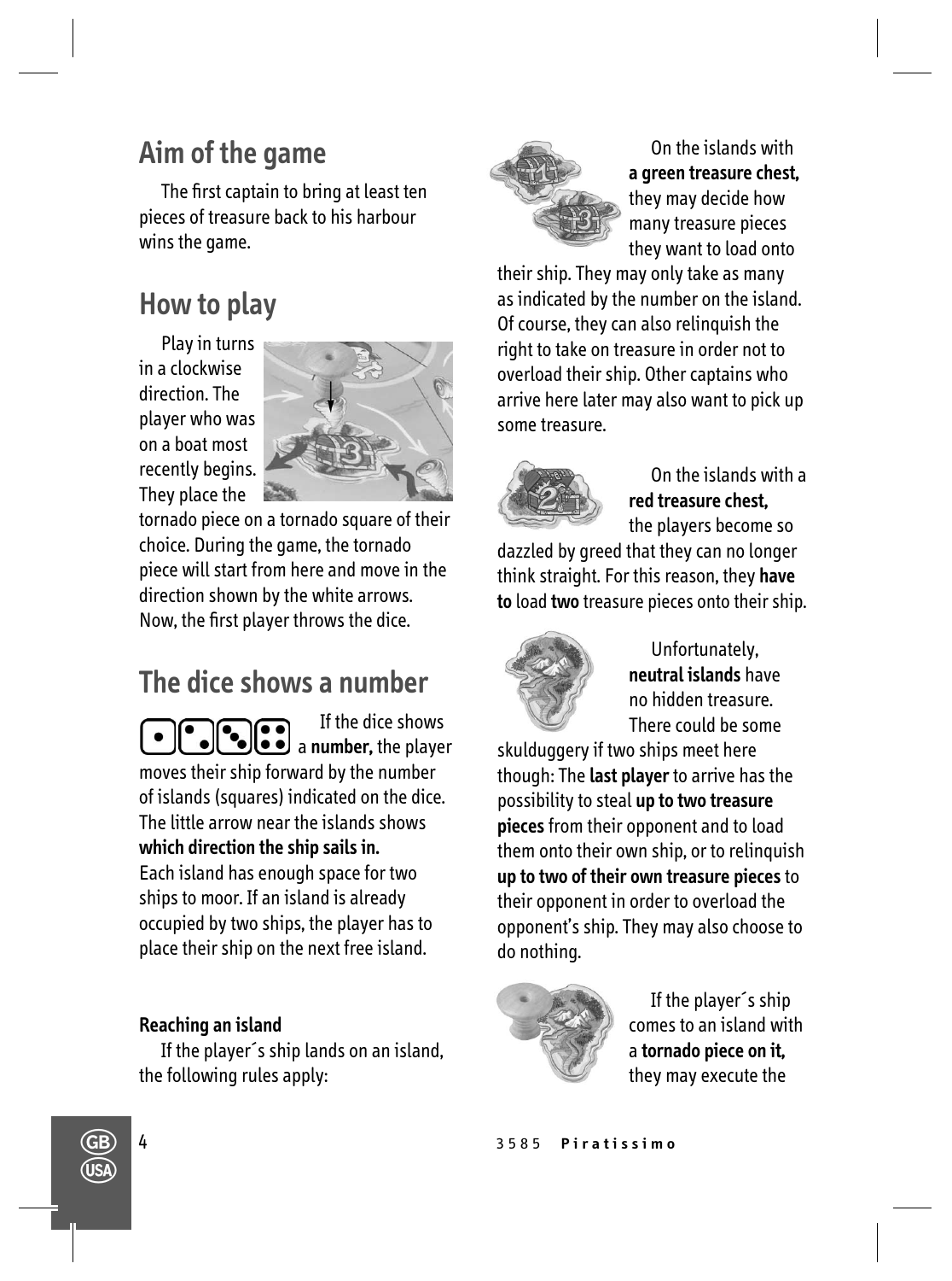## Aim of the game

The first captain to bring at least ten pieces of treasure back to his harbour wins the game.

## How to play

Play in turns in a clockwise direction. The player who was on a boat most recently begins. They place the tornado piece on a tornado square of their choice. During the game, the tornado piece will start from here and move in the direction shown by the white arrows. Now, the first player throws the dice.

## The dice shows a number

If the dice shows a **number,** the player moves their ship forward by the number of islands (squares) indicated on the dice. The little arrow near the islands shows **which direction the ship sails in.** Each island has enough space for two ships to moor. If an island is already occupied by two ships, the player has to place their ship on the next free island.

**Reaching an island**

If the player´s ship lands on an island, the following rules apply:

On the islands with **a green treasure chest,** they may decide how many treasure pieces they want to load onto their ship. They may only take as many as indicated by the number on the island. Of course, they can also relinquish the right to take on treasure in order not to overload their ship. Other captains who arrive here later may also want to pick up some treasure.

On the islands with a **red treasure chest,** the players become so dazzled by greed that they can no longer think straight. For this reason, they **have to** load **two** treasure pieces onto their ship.

Unfortunately, **neutral islands** have no hidden treasure. There could be some skulduggery if two ships meet here though: The **last player** to arrive has the possibility to steal **up to two treasure pieces** from their opponent and to load them onto their own ship, or to relinquish **up to two of their own treasure pieces** to their opponent in order to overload the opponent's ship. They may also choose to do nothing.

If the player´s ship comes to an island with a **tornado piece on it,** they may execute the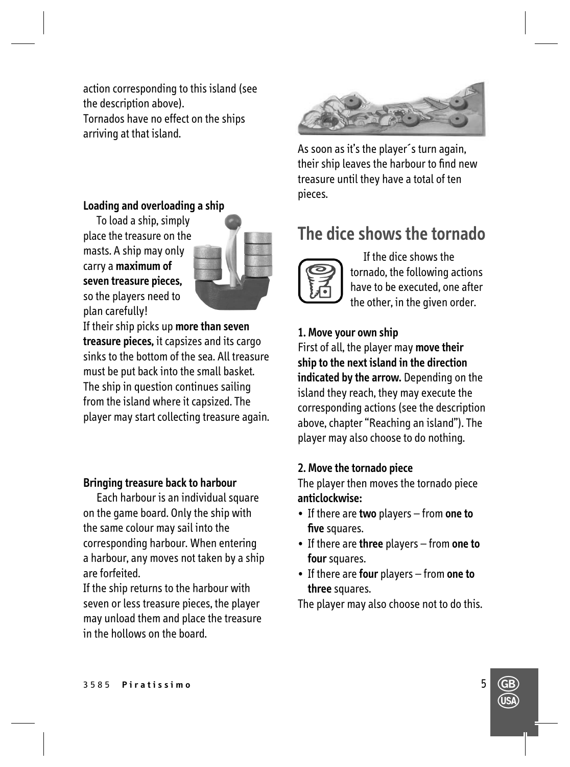action corresponding to this island (see the description above).
Tornados have no effect on the ships arriving at that island.

**Loading and overloading a ship**

To load a ship, simply place the treasure on the masts. A ship may only carry a **maximum of seven treasure pieces,** so the players need to plan carefully!
If their ship picks up **more than seven treasure pieces,** it capsizes and its cargo sinks to the bottom of the sea. All treasure must be put back into the small basket. The ship in question continues sailing from the island where it capsized. The player may start collecting treasure again.

**Bringing treasure back to harbour**

Each harbour is an individual square on the game board. Only the ship with the same colour may sail into the corresponding harbour. When entering a harbour, any moves not taken by a ship are forfeited.
If the ship returns to the harbour with seven or less treasure pieces, the player may unload them and place the treasure in the hollows on the board.

As soon as it's the player´s turn again, their ship leaves the harbour to find new treasure until they have a total of ten pieces.

## The dice shows the tornado

If the dice shows the tornado, the following actions have to be executed, one after the other, in the given order.

**1. Move your own ship**
First of all, the player may **move their ship to the next island in the direction indicated by the arrow.** Depending on the island they reach, they may execute the corresponding actions (see the description above, chapter "Reaching an island"). The player may also choose to do nothing.

**2. Move the tornado piece**
The player then moves the tornado piece **anticlockwise:**

- If there are **two** players – from **one to five** squares.
- If there are **three** players – from **one to four** squares.
- If there are **four** players – from **one to three** squares.

The player may also choose not to do this.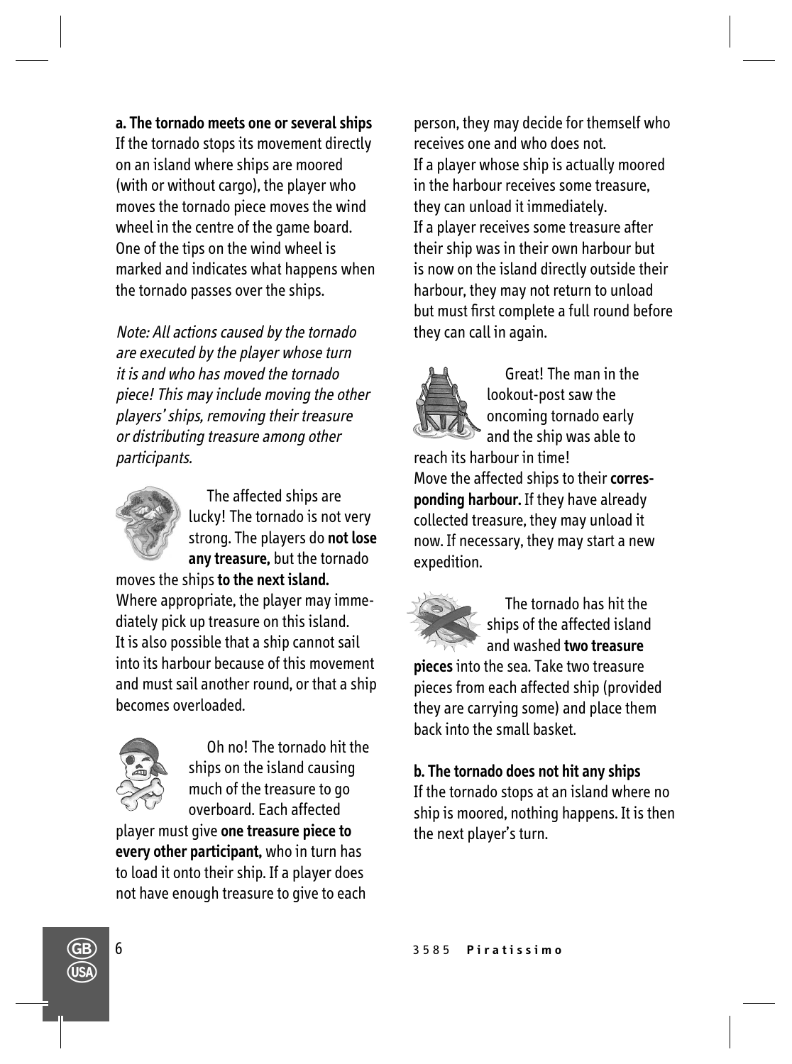**a. The tornado meets one or several ships**

If the tornado stops its movement directly on an island where ships are moored (with or without cargo), the player who moves the tornado piece moves the wind wheel in the centre of the game board. One of the tips on the wind wheel is marked and indicates what happens when the tornado passes over the ships.

*Note: All actions caused by the tornado are executed by the player whose turn it is and who has moved the tornado piece! This may include moving the other players' ships, removing their treasure or distributing treasure among other participants.*

The affected ships are lucky! The tornado is not very strong. The players do **not lose any treasure,** but the tornado moves the ships **to the next island.** Where appropriate, the player may immediately pick up treasure on this island. It is also possible that a ship cannot sail into its harbour because of this movement and must sail another round, or that a ship becomes overloaded.

Oh no! The tornado hit the ships on the island causing much of the treasure to go overboard. Each affected player must give **one treasure piece to every other participant,** who in turn has to load it onto their ship. If a player does not have enough treasure to give to each person, they may decide for themself who receives one and who does not.
If a player whose ship is actually moored in the harbour receives some treasure, they can unload it immediately.
If a player receives some treasure after their ship was in their own harbour but is now on the island directly outside their harbour, they may not return to unload but must first complete a full round before they can call in again.

Great! The man in the lookout-post saw the oncoming tornado early and the ship was able to reach its harbour in time!
Move the affected ships to their **corresponding harbour.** If they have already collected treasure, they may unload it now. If necessary, they may start a new expedition.

The tornado has hit the ships of the affected island and washed **two treasure pieces** into the sea. Take two treasure pieces from each affected ship (provided they are carrying some) and place them back into the small basket.

**b. The tornado does not hit any ships**

If the tornado stops at an island where no ship is moored, nothing happens. It is then the next player's turn.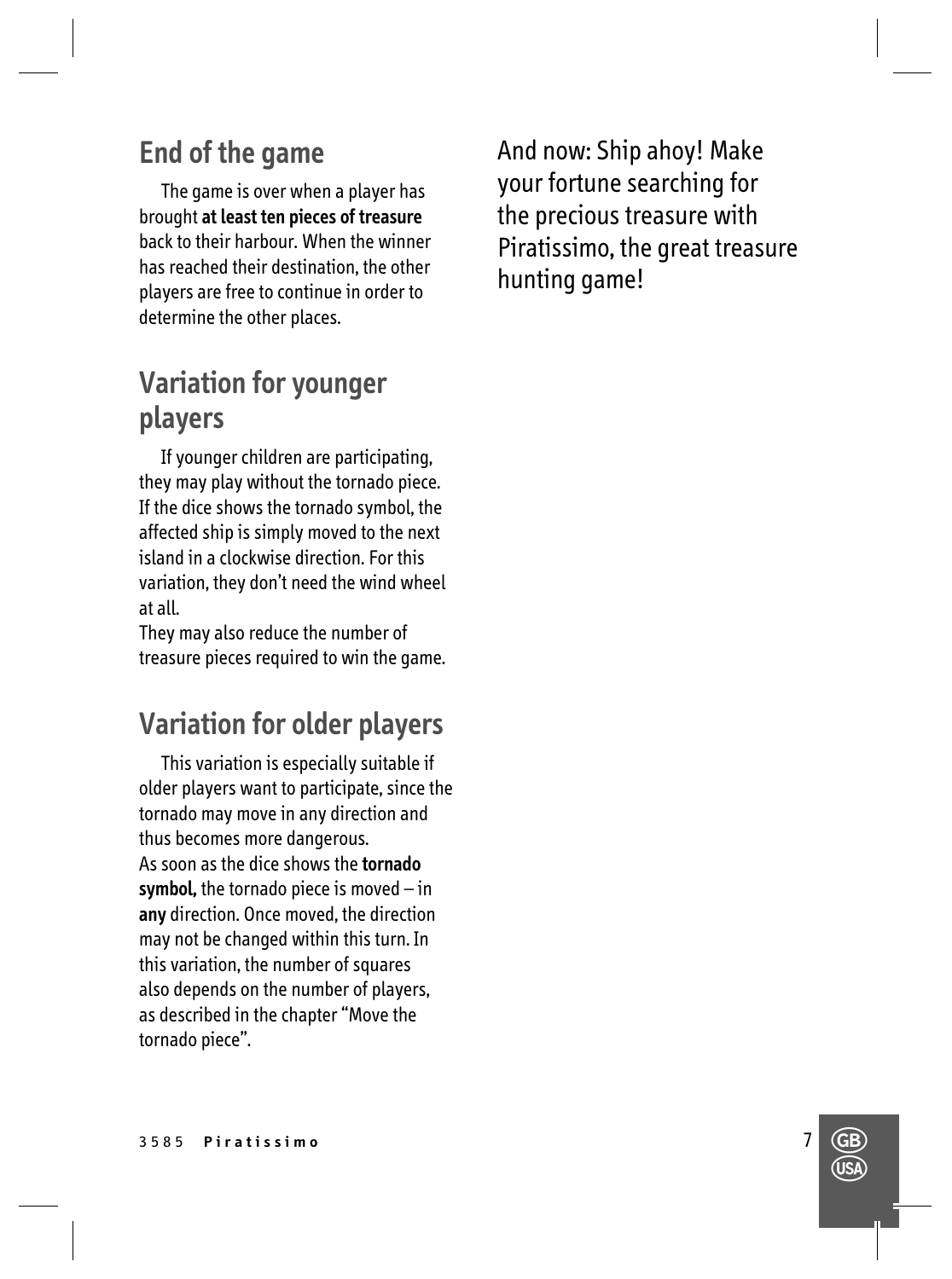## End of the game

The game is over when a player has brought **at least ten pieces of treasure** back to their harbour. When the winner has reached their destination, the other players are free to continue in order to determine the other places.

## Variation for younger players

If younger children are participating, they may play without the tornado piece. If the dice shows the tornado symbol, the affected ship is simply moved to the next island in a clockwise direction. For this variation, they don't need the wind wheel at all.
They may also reduce the number of treasure pieces required to win the game.

## Variation for older players

This variation is especially suitable if older players want to participate, since the tornado may move in any direction and thus becomes more dangerous.
As soon as the dice shows the **tornado symbol,** the tornado piece is moved – in **any** direction. Once moved, the direction may not be changed within this turn. In this variation, the number of squares also depends on the number of players, as described in the chapter "Move the tornado piece".

And now: Ship ahoy! Make your fortune searching for the precious treasure with Piratissimo, the great treasure hunting game!